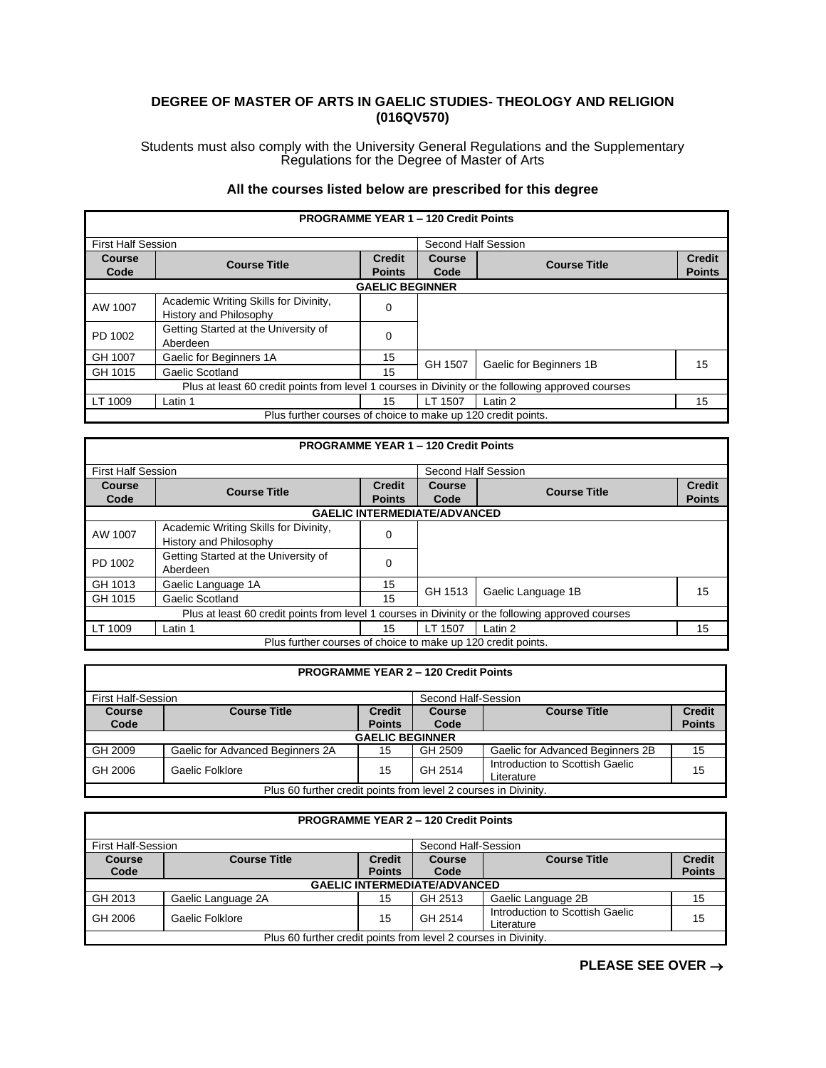# DEGREE OF MASTER OF ARTS IN GAELIC STUDIES- THEOLOGY AND RELIGION (016QV570)

Students must also comply with the University General Regulations and the Supplementary Regulations for the Degree of Master of Arts

**All the courses listed below are prescribed for this degree**

| **PROGRAMME YEAR 1 – 120 Credit Points** | | | | | |
|---|---|---|---|---|---|
| First Half Session | | | Second Half Session | | |
| **Course Code** | **Course Title** | **Credit Points** | **Course Code** | **Course Title** | **Credit Points** |
| **GAELIC BEGINNER** | | | | | |
| AW 1007 | Academic Writing Skills for Divinity, History and Philosophy | 0 | | | |
| PD 1002 | Getting Started at the University of Aberdeen | 0 | | | |
| GH 1007 | Gaelic for Beginners 1A | 15 | GH 1507 | Gaelic for Beginners 1B | 15 |
| GH 1015 | Gaelic Scotland | 15 | | | |
| Plus at least 60 credit points from level 1 courses in Divinity or the following approved courses | | | | | |
| LT 1009 | Latin 1 | 15 | LT 1507 | Latin 2 | 15 |
| Plus further courses of choice to make up 120 credit points. | | | | | |

| **PROGRAMME YEAR 1 – 120 Credit Points** | | | | | |
|---|---|---|---|---|---|
| First Half Session | | | Second Half Session | | |
| **Course Code** | **Course Title** | **Credit Points** | **Course Code** | **Course Title** | **Credit Points** |
| **GAELIC INTERMEDIATE/ADVANCED** | | | | | |
| AW 1007 | Academic Writing Skills for Divinity, History and Philosophy | 0 | | | |
| PD 1002 | Getting Started at the University of Aberdeen | 0 | | | |
| GH 1013 | Gaelic Language 1A | 15 | GH 1513 | Gaelic Language 1B | 15 |
| GH 1015 | Gaelic Scotland | 15 | | | |
| Plus at least 60 credit points from level 1 courses in Divinity or the following approved courses | | | | | |
| LT 1009 | Latin 1 | 15 | LT 1507 | Latin 2 | 15 |
| Plus further courses of choice to make up 120 credit points. | | | | | |

| **PROGRAMME YEAR 2 – 120 Credit Points** | | | | | |
|---|---|---|---|---|---|
| First Half-Session | | | Second Half-Session | | |
| **Course Code** | **Course Title** | **Credit Points** | **Course Code** | **Course Title** | **Credit Points** |
| **GAELIC BEGINNER** | | | | | |
| GH 2009 | Gaelic for Advanced Beginners 2A | 15 | GH 2509 | Gaelic for Advanced Beginners 2B | 15 |
| GH 2006 | Gaelic Folklore | 15 | GH 2514 | Introduction to Scottish Gaelic Literature | 15 |
| Plus 60 further credit points from level 2 courses in Divinity. | | | | | |

| **PROGRAMME YEAR 2 – 120 Credit Points** | | | | | |
|---|---|---|---|---|---|
| First Half-Session | | | Second Half-Session | | |
| **Course Code** | **Course Title** | **Credit Points** | **Course Code** | **Course Title** | **Credit Points** |
| **GAELIC INTERMEDIATE/ADVANCED** | | | | | |
| GH 2013 | Gaelic Language 2A | 15 | GH 2513 | Gaelic Language 2B | 15 |
| GH 2006 | Gaelic Folklore | 15 | GH 2514 | Introduction to Scottish Gaelic Literature | 15 |
| Plus 60 further credit points from level 2 courses in Divinity. | | | | | |

**PLEASE SEE OVER →**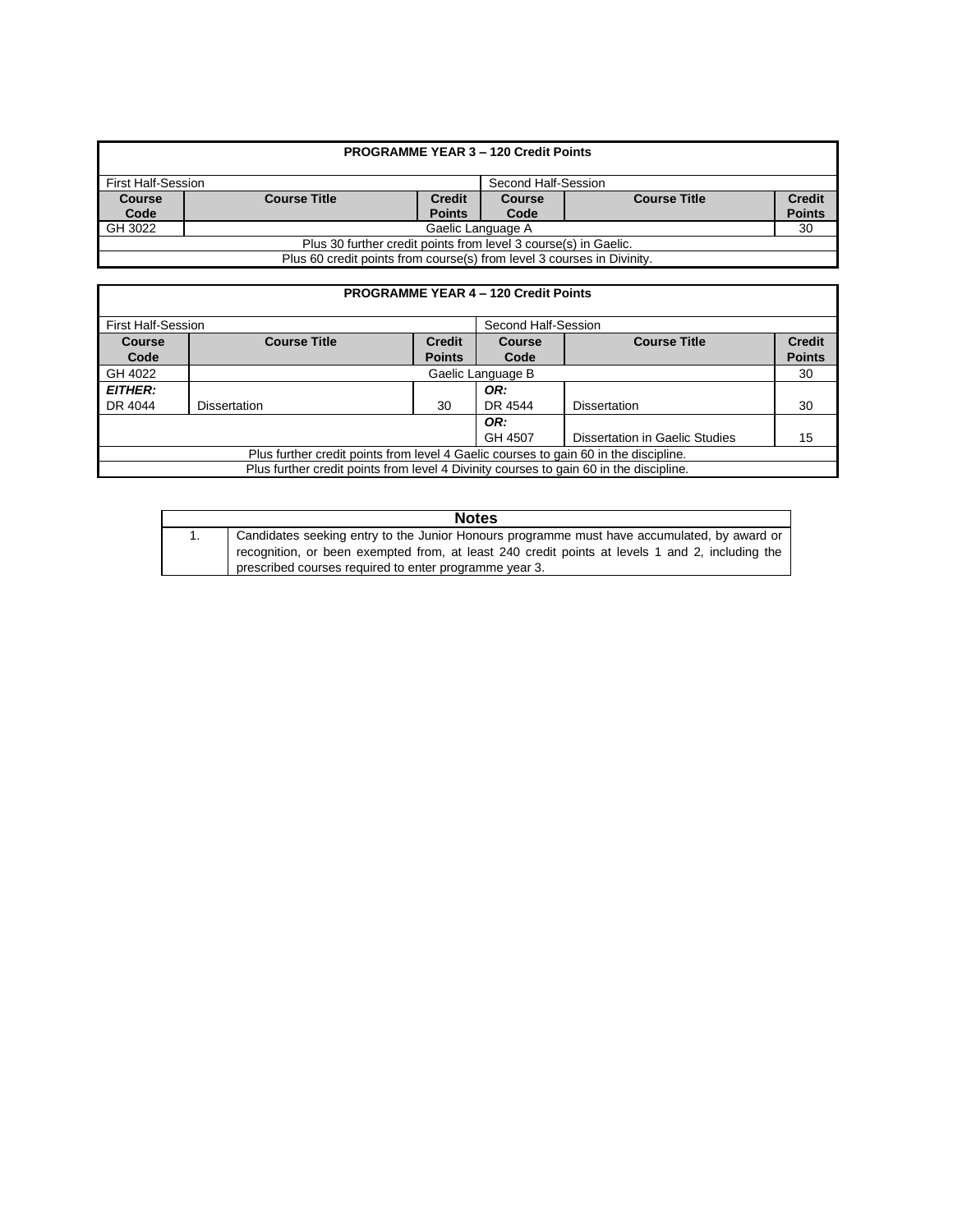| PROGRAMME YEAR 3 – 120 Credit Points | | | | | |
|---|---|---|---|---|---|
| First Half-Session | | | Second Half-Session | | |
| **Course Code** | **Course Title** | **Credit Points** | **Course Code** | **Course Title** | **Credit Points** |
| GH 3022 | Gaelic Language A | | | | 30 |
| Plus 30 further credit points from level 3 course(s) in Gaelic. | | | | | |
| Plus 60 credit points from course(s) from level 3 courses in Divinity. | | | | | |

| PROGRAMME YEAR 4 – 120 Credit Points | | | | | |
|---|---|---|---|---|---|
| First Half-Session | | | Second Half-Session | | |
| **Course Code** | **Course Title** | **Credit Points** | **Course Code** | **Course Title** | **Credit Points** |
| GH 4022 | Gaelic Language B | | | | 30 |
| ***EITHER:*** DR 4044 | Dissertation | 30 | ***OR:*** DR 4544 | Dissertation | 30 |
| | | | ***OR:*** GH 4507 | Dissertation in Gaelic Studies | 15 |
| Plus further credit points from level 4 Gaelic courses to gain 60 in the discipline. | | | | | |
| Plus further credit points from level 4 Divinity courses to gain 60 in the discipline. | | | | | |

| Notes | |
|---|---|
| 1. | Candidates seeking entry to the Junior Honours programme must have accumulated, by award or recognition, or been exempted from, at least 240 credit points at levels 1 and 2, including the prescribed courses required to enter programme year 3. |